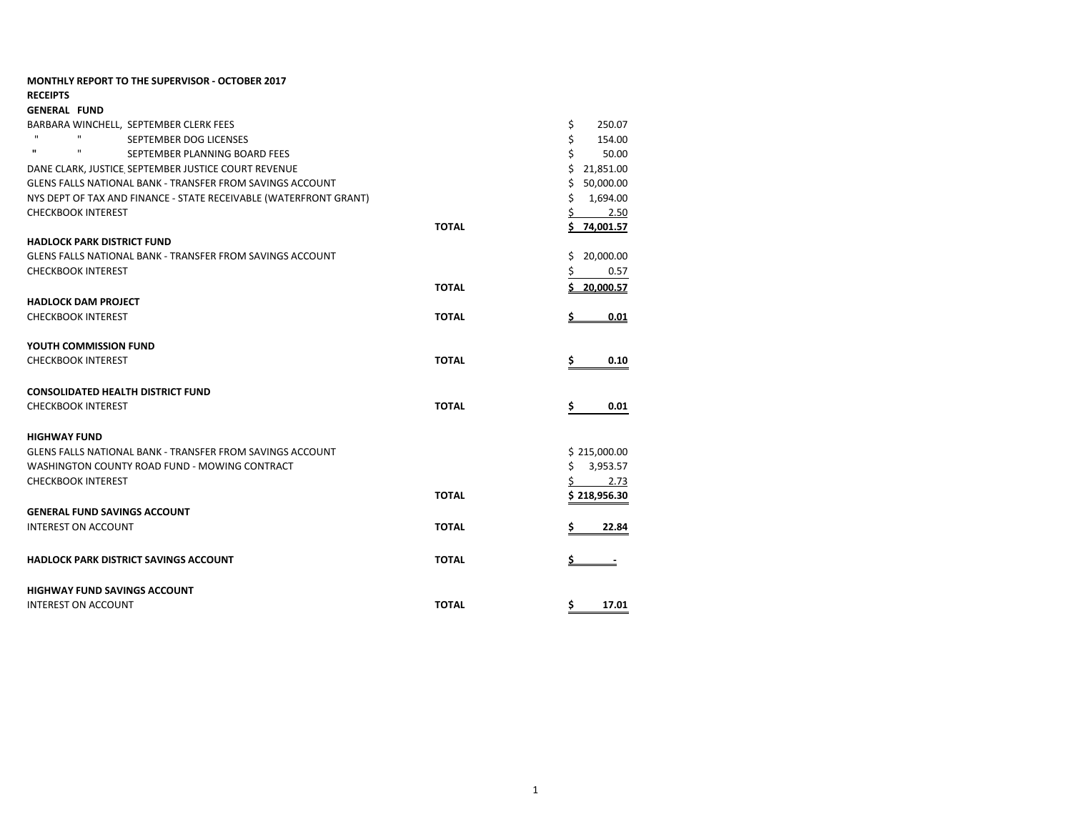**MONTHLY REPORT TO THE SUPERVISOR - OCTOBER 2017**

**RECEIPTS**

| | | |
|---|---|---|
| **GENERAL FUND** | | |
| BARBARA WINCHELL, SEPTEMBER CLERK FEES | | $ 250.07 |
| " " SEPTEMBER DOG LICENSES | | $ 154.00 |
| " " SEPTEMBER PLANNING BOARD FEES | | $ 50.00 |
| DANE CLARK, JUSTICE, SEPTEMBER JUSTICE COURT REVENUE | | $ 21,851.00 |
| GLENS FALLS NATIONAL BANK - TRANSFER FROM SAVINGS ACCOUNT | | $ 50,000.00 |
| NYS DEPT OF TAX AND FINANCE - STATE RECEIVABLE (WATERFRONT GRANT) | | $ 1,694.00 |
| CHECKBOOK INTEREST | | $ 2.50 |
| | **TOTAL** | **$ 74,001.57** |
| **HADLOCK PARK DISTRICT FUND** | | |
| GLENS FALLS NATIONAL BANK - TRANSFER FROM SAVINGS ACCOUNT | | $ 20,000.00 |
| CHECKBOOK INTEREST | | $ 0.57 |
| | **TOTAL** | **$ 20,000.57** |
| **HADLOCK DAM PROJECT** | | |
| CHECKBOOK INTEREST | **TOTAL** | **$ 0.01** |
| **YOUTH COMMISSION FUND** | | |
| CHECKBOOK INTEREST | **TOTAL** | **$ 0.10** |
| **CONSOLIDATED HEALTH DISTRICT FUND** | | |
| CHECKBOOK INTEREST | **TOTAL** | **$ 0.01** |
| **HIGHWAY FUND** | | |
| GLENS FALLS NATIONAL BANK - TRANSFER FROM SAVINGS ACCOUNT | | $ 215,000.00 |
| WASHINGTON COUNTY ROAD FUND - MOWING CONTRACT | | $ 3,953.57 |
| CHECKBOOK INTEREST | | $ 2.73 |
| | **TOTAL** | **$ 218,956.30** |
| **GENERAL FUND SAVINGS ACCOUNT** | | |
| INTEREST ON ACCOUNT | **TOTAL** | **$ 22.84** |
| **HADLOCK PARK DISTRICT SAVINGS ACCOUNT** | **TOTAL** | **$ -** |
| **HIGHWAY FUND SAVINGS ACCOUNT** | | |
| INTEREST ON ACCOUNT | **TOTAL** | **$ 17.01** |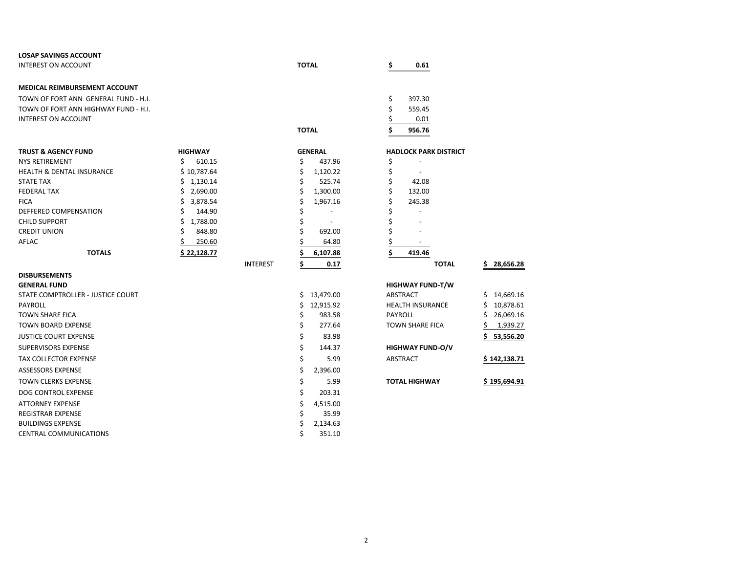**LOSAP SAVINGS ACCOUNT**

| | | |
|---|---|---|
| INTEREST ON ACCOUNT | **TOTAL** | **$ 0.61** |

**MEDICAL REIMBURSEMENT ACCOUNT**

| | | |
|---|---|---|
| TOWN OF FORT ANN GENERAL FUND - H.I. | | $ 397.30 |
| TOWN OF FORT ANN HIGHWAY FUND - H.I. | | $ 559.45 |
| INTEREST ON ACCOUNT | | $ 0.01 |
| | **TOTAL** | **$ 956.76** |

| **TRUST & AGENCY FUND** | **HIGHWAY** | | **GENERAL** | **HADLOCK PARK DISTRICT** | |
|---|---|---|---|---|---|
| NYS RETIREMENT | $ 610.15 | | $ 437.96 | $ - | |
| HEALTH & DENTAL INSURANCE | $ 10,787.64 | | $ 1,120.22 | $ - | |
| STATE TAX | $ 1,130.14 | | $ 525.74 | $ 42.08 | |
| FEDERAL TAX | $ 2,690.00 | | $ 1,300.00 | $ 132.00 | |
| FICA | $ 3,878.54 | | $ 1,967.16 | $ 245.38 | |
| DEFFERED COMPENSATION | $ 144.90 | | $ - | $ - | |
| CHILD SUPPORT | $ 1,788.00 | | $ - | $ - | |
| CREDIT UNION | $ 848.80 | | $ 692.00 | $ - | |
| AFLAC | $ 250.60 | | $ 64.80 | $ - | |
| **TOTALS** | **$ 22,128.77** | | **$ 6,107.88** | **$ 419.46** | |
| | | INTEREST | **$ 0.17** | **TOTAL** | **$ 28,656.28** |

**DISBURSEMENTS**

| **GENERAL FUND** | | **HIGHWAY FUND-T/W** | |
|---|---|---|---|
| STATE COMPTROLLER - JUSTICE COURT | $ 13,479.00 | ABSTRACT | $ 14,669.16 |
| PAYROLL | $ 12,915.92 | HEALTH INSURANCE | $ 10,878.61 |
| TOWN SHARE FICA | $ 983.58 | PAYROLL | $ 26,069.16 |
| TOWN BOARD EXPENSE | $ 277.64 | TOWN SHARE FICA | $ 1,939.27 |
| JUSTICE COURT EXPENSE | $ 83.98 | | **$ 53,556.20** |
| SUPERVISORS EXPENSE | $ 144.37 | **HIGHWAY FUND-O/V** | |
| TAX COLLECTOR EXPENSE | $ 5.99 | ABSTRACT | **$ 142,138.71** |
| ASSESSORS EXPENSE | $ 2,396.00 | | |
| TOWN CLERKS EXPENSE | $ 5.99 | **TOTAL HIGHWAY** | **$ 195,694.91** |
| DOG CONTROL EXPENSE | $ 203.31 | | |
| ATTORNEY EXPENSE | $ 4,515.00 | | |
| REGISTRAR EXPENSE | $ 35.99 | | |
| BUILDINGS EXPENSE | $ 2,134.63 | | |
| CENTRAL COMMUNICATIONS | $ 351.10 | | |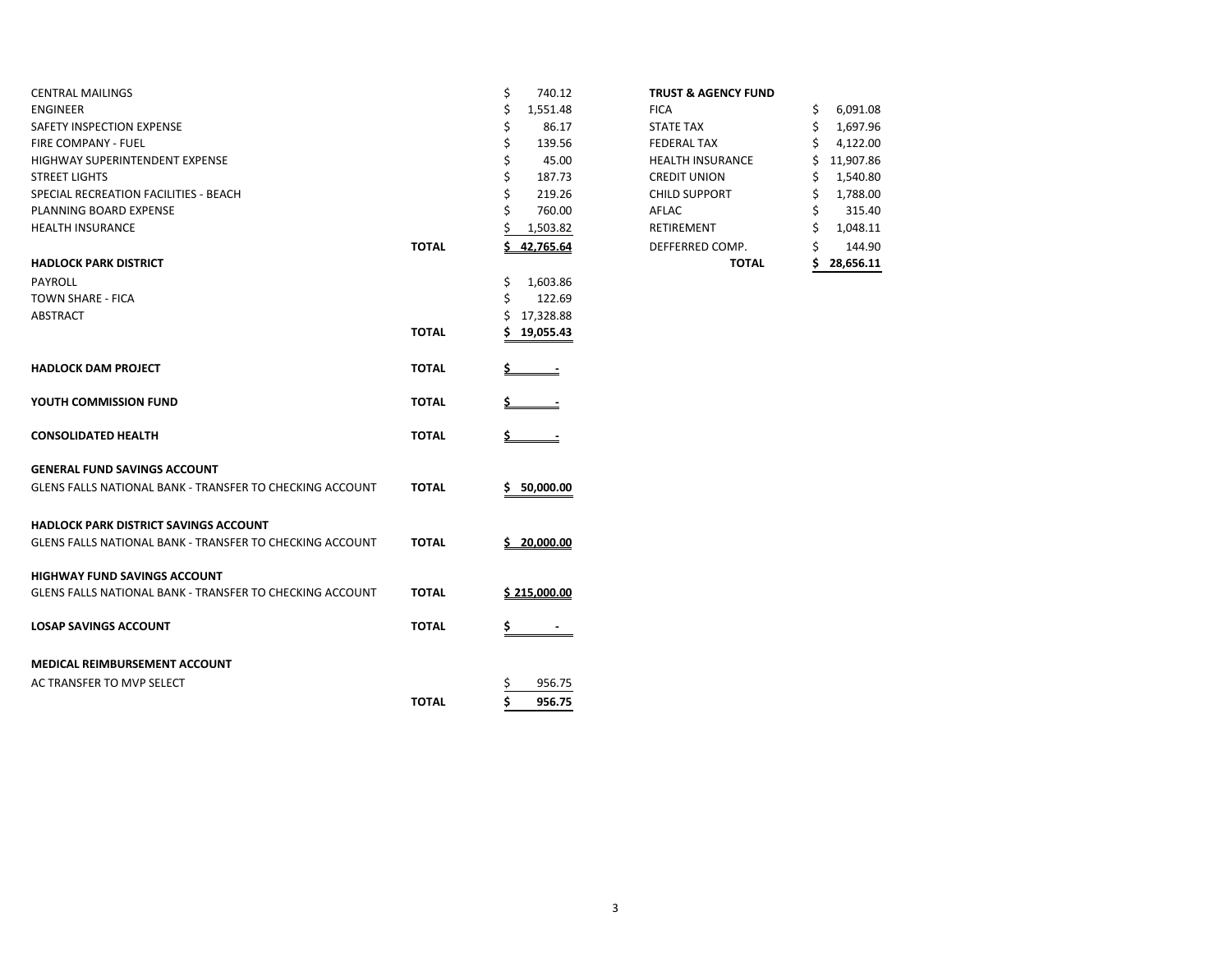| | | |
|---|---|---|
| CENTRAL MAILINGS | | $ 740.12 |
| ENGINEER | | $ 1,551.48 |
| SAFETY INSPECTION EXPENSE | | $ 86.17 |
| FIRE COMPANY - FUEL | | $ 139.56 |
| HIGHWAY SUPERINTENDENT EXPENSE | | $ 45.00 |
| STREET LIGHTS | | $ 187.73 |
| SPECIAL RECREATION FACILITIES - BEACH | | $ 219.26 |
| PLANNING BOARD EXPENSE | | $ 760.00 |
| HEALTH INSURANCE | | $ 1,503.82 |
| | **TOTAL** | **$ 42,765.64** |
| **HADLOCK PARK DISTRICT** | | |
| PAYROLL | | $ 1,603.86 |
| TOWN SHARE - FICA | | $ 122.69 |
| ABSTRACT | | $ 17,328.88 |
| | **TOTAL** | **$ 19,055.43** |
| **HADLOCK DAM PROJECT** | **TOTAL** | **$ -** |
| **YOUTH COMMISSION FUND** | **TOTAL** | **$ -** |
| **CONSOLIDATED HEALTH** | **TOTAL** | **$ -** |
| **GENERAL FUND SAVINGS ACCOUNT** | | |
| GLENS FALLS NATIONAL BANK - TRANSFER TO CHECKING ACCOUNT | **TOTAL** | **$ 50,000.00** |
| **HADLOCK PARK DISTRICT SAVINGS ACCOUNT** | | |
| GLENS FALLS NATIONAL BANK - TRANSFER TO CHECKING ACCOUNT | **TOTAL** | **$ 20,000.00** |
| **HIGHWAY FUND SAVINGS ACCOUNT** | | |
| GLENS FALLS NATIONAL BANK - TRANSFER TO CHECKING ACCOUNT | **TOTAL** | **$ 215,000.00** |
| **LOSAP SAVINGS ACCOUNT** | **TOTAL** | **$ -** |
| **MEDICAL REIMBURSEMENT ACCOUNT** | | |
| AC TRANSFER TO MVP SELECT | | $ 956.75 |
| | **TOTAL** | **$ 956.75** |

| **TRUST & AGENCY FUND** | |
|---|---|
| FICA | $ 6,091.08 |
| STATE TAX | $ 1,697.96 |
| FEDERAL TAX | $ 4,122.00 |
| HEALTH INSURANCE | $ 11,907.86 |
| CREDIT UNION | $ 1,540.80 |
| CHILD SUPPORT | $ 1,788.00 |
| AFLAC | $ 315.40 |
| RETIREMENT | $ 1,048.11 |
| DEFFERRED COMP. | $ 144.90 |
| **TOTAL** | **$ 28,656.11** |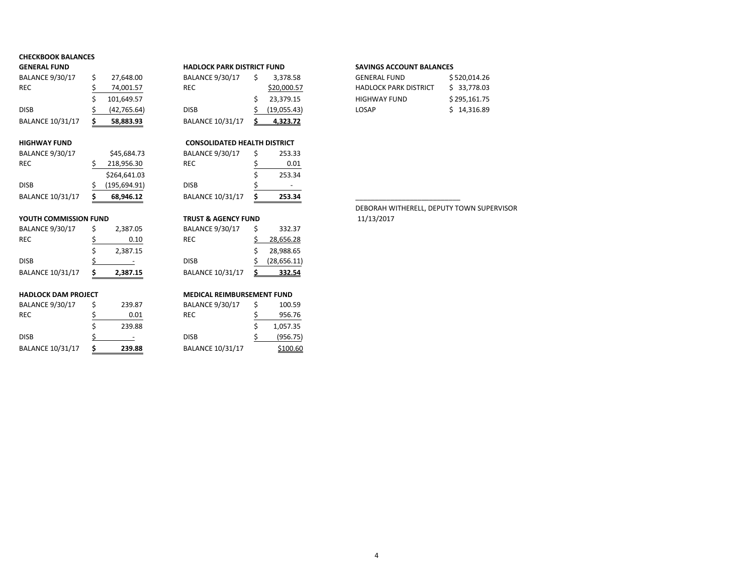**CHECKBOOK BALANCES**

**GENERAL FUND**

| | | |
|---|---|---|
| BALANCE 9/30/17 | $ | 27,648.00 |
| REC | $ | 74,001.57 |
| | $ | 101,649.57 |
| DISB | $ | (42,765.64) |
| BALANCE 10/31/17 | **$** | **58,883.93** |

**HADLOCK PARK DISTRICT FUND**

| | | |
|---|---|---|
| BALANCE 9/30/17 | $ | 3,378.58 |
| REC | | $20,000.57 |
| | $ | 23,379.15 |
| DISB | $ | (19,055.43) |
| BALANCE 10/31/17 | **$** | **4,323.72** |

**SAVINGS ACCOUNT BALANCES**

| | |
|---|---|
| GENERAL FUND | $ 520,014.26 |
| HADLOCK PARK DISTRICT | $ 33,778.03 |
| HIGHWAY FUND | $ 295,161.75 |
| LOSAP | $ 14,316.89 |

**HIGHWAY FUND**

| | | |
|---|---|---|
| BALANCE 9/30/17 | | $45,684.73 |
| REC | $ | 218,956.30 |
| | | $264,641.03 |
| DISB | $ | (195,694.91) |
| BALANCE 10/31/17 | **$** | **68,946.12** |

**CONSOLIDATED HEALTH DISTRICT**

| | | |
|---|---|---|
| BALANCE 9/30/17 | $ | 253.33 |
| REC | $ | 0.01 |
| | $ | 253.34 |
| DISB | $ | - |
| BALANCE 10/31/17 | **$** | **253.34** |

___________________________

DEBORAH WITHERELL, DEPUTY TOWN SUPERVISOR

11/13/2017

**YOUTH COMMISSION FUND**

| | | |
|---|---|---|
| BALANCE 9/30/17 | $ | 2,387.05 |
| REC | $ | 0.10 |
| | $ | 2,387.15 |
| DISB | $ | - |
| BALANCE 10/31/17 | **$** | **2,387.15** |

**TRUST & AGENCY FUND**

| | | |
|---|---|---|
| BALANCE 9/30/17 | $ | 332.37 |
| REC | $ | 28,656.28 |
| | $ | 28,988.65 |
| DISB | $ | (28,656.11) |
| BALANCE 10/31/17 | **$** | **332.54** |

**HADLOCK DAM PROJECT**

| | | |
|---|---|---|
| BALANCE 9/30/17 | $ | 239.87 |
| REC | $ | 0.01 |
| | $ | 239.88 |
| DISB | $ | - |
| BALANCE 10/31/17 | **$** | **239.88** |

**MEDICAL REIMBURSEMENT FUND**

| | | |
|---|---|---|
| BALANCE 9/30/17 | $ | 100.59 |
| REC | $ | 956.76 |
| | $ | 1,057.35 |
| DISB | $ | (956.75) |
| BALANCE 10/31/17 | | $100.60 |